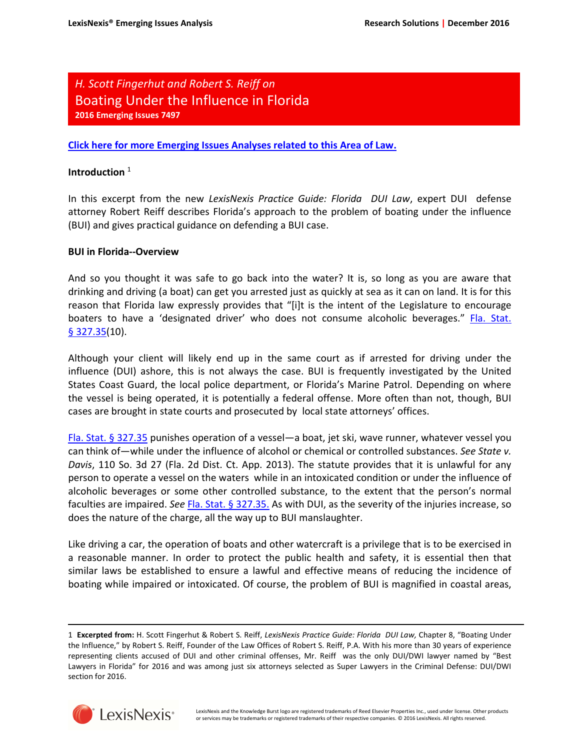*H. Scott Fingerhut and Robert S. Reiff on*

# Boating Under the Influence in Florida

**2016 Emerging Issues 7497**

**Click here for more Emerging Issues Analyses related to this Area of Law.**

**Introduction** [1]

In this excerpt from the new *LexisNexis Practice Guide: Florida DUI Law*, expert DUI defense attorney Robert Reiff describes Florida's approach to the problem of boating under the influence (BUI) and gives practical guidance on defending a BUI case.

**BUI in Florida--Overview**

And so you thought it was safe to go back into the water? It is, so long as you are aware that drinking and driving (a boat) can get you arrested just as quickly at sea as it can on land. It is for this reason that Florida law expressly provides that "[i]t is the intent of the Legislature to encourage boaters to have a 'designated driver' who does not consume alcoholic beverages." Fla. Stat. § 327.35(10).

Although your client will likely end up in the same court as if arrested for driving under the influence (DUI) ashore, this is not always the case. BUI is frequently investigated by the United States Coast Guard, the local police department, or Florida's Marine Patrol. Depending on where the vessel is being operated, it is potentially a federal offense. More often than not, though, BUI cases are brought in state courts and prosecuted by local state attorneys' offices.

Fla. Stat. § 327.35 punishes operation of a vessel—a boat, jet ski, wave runner, whatever vessel you can think of—while under the influence of alcohol or chemical or controlled substances. *See State v. Davis*, 110 So. 3d 27 (Fla. 2d Dist. Ct. App. 2013). The statute provides that it is unlawful for any person to operate a vessel on the waters while in an intoxicated condition or under the influence of alcoholic beverages or some other controlled substance, to the extent that the person's normal faculties are impaired. *See* Fla. Stat. § 327.35. As with DUI, as the severity of the injuries increase, so does the nature of the charge, all the way up to BUI manslaughter.

Like driving a car, the operation of boats and other watercraft is a privilege that is to be exercised in a reasonable manner. In order to protect the public health and safety, it is essential then that similar laws be established to ensure a lawful and effective means of reducing the incidence of boating while impaired or intoxicated. Of course, the problem of BUI is magnified in coastal areas,

---

1 **Excerpted from:** H. Scott Fingerhut & Robert S. Reiff, *LexisNexis Practice Guide: Florida DUI Law,* Chapter 8, "Boating Under the Influence," by Robert S. Reiff, Founder of the Law Offices of Robert S. Reiff, P.A. With his more than 30 years of experience representing clients accused of DUI and other criminal offenses, Mr. Reiff was the only DUI/DWI lawyer named by "Best Lawyers in Florida" for 2016 and was among just six attorneys selected as Super Lawyers in the Criminal Defense: DUI/DWI section for 2016.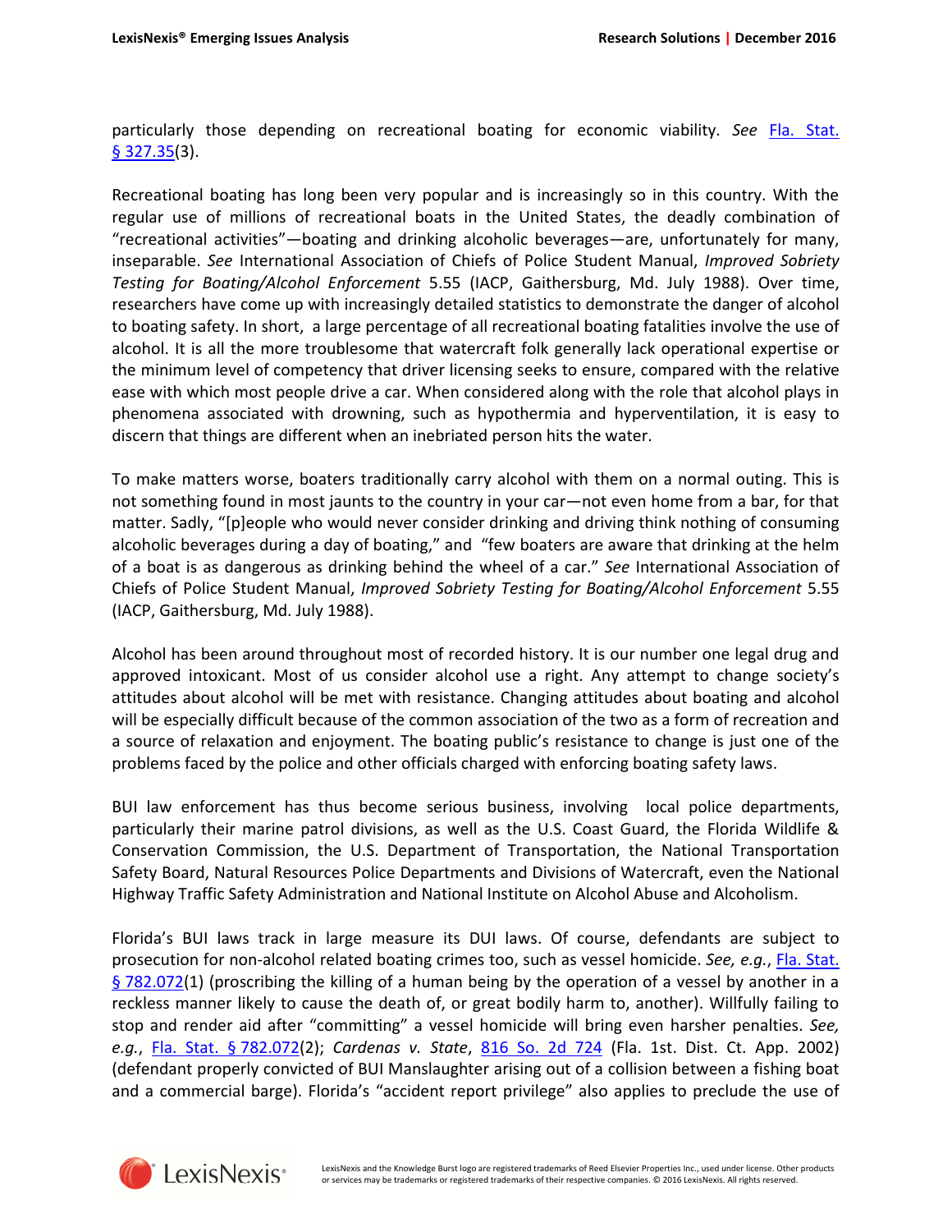particularly those depending on recreational boating for economic viability. *See* Fla. Stat. § 327.35(3).

Recreational boating has long been very popular and is increasingly so in this country. With the regular use of millions of recreational boats in the United States, the deadly combination of "recreational activities"—boating and drinking alcoholic beverages—are, unfortunately for many, inseparable. *See* International Association of Chiefs of Police Student Manual, *Improved Sobriety Testing for Boating/Alcohol Enforcement* 5.55 (IACP, Gaithersburg, Md. July 1988). Over time, researchers have come up with increasingly detailed statistics to demonstrate the danger of alcohol to boating safety. In short, a large percentage of all recreational boating fatalities involve the use of alcohol. It is all the more troublesome that watercraft folk generally lack operational expertise or the minimum level of competency that driver licensing seeks to ensure, compared with the relative ease with which most people drive a car. When considered along with the role that alcohol plays in phenomena associated with drowning, such as hypothermia and hyperventilation, it is easy to discern that things are different when an inebriated person hits the water.

To make matters worse, boaters traditionally carry alcohol with them on a normal outing. This is not something found in most jaunts to the country in your car—not even home from a bar, for that matter. Sadly, "[p]eople who would never consider drinking and driving think nothing of consuming alcoholic beverages during a day of boating," and "few boaters are aware that drinking at the helm of a boat is as dangerous as drinking behind the wheel of a car." *See* International Association of Chiefs of Police Student Manual, *Improved Sobriety Testing for Boating/Alcohol Enforcement* 5.55 (IACP, Gaithersburg, Md. July 1988).

Alcohol has been around throughout most of recorded history. It is our number one legal drug and approved intoxicant. Most of us consider alcohol use a right. Any attempt to change society's attitudes about alcohol will be met with resistance. Changing attitudes about boating and alcohol will be especially difficult because of the common association of the two as a form of recreation and a source of relaxation and enjoyment. The boating public's resistance to change is just one of the problems faced by the police and other officials charged with enforcing boating safety laws.

BUI law enforcement has thus become serious business, involving local police departments, particularly their marine patrol divisions, as well as the U.S. Coast Guard, the Florida Wildlife & Conservation Commission, the U.S. Department of Transportation, the National Transportation Safety Board, Natural Resources Police Departments and Divisions of Watercraft, even the National Highway Traffic Safety Administration and National Institute on Alcohol Abuse and Alcoholism.

Florida's BUI laws track in large measure its DUI laws. Of course, defendants are subject to prosecution for non-alcohol related boating crimes too, such as vessel homicide. *See, e.g.*, Fla. Stat. § 782.072(1) (proscribing the killing of a human being by the operation of a vessel by another in a reckless manner likely to cause the death of, or great bodily harm to, another). Willfully failing to stop and render aid after "committing" a vessel homicide will bring even harsher penalties. *See, e.g.*, Fla. Stat. § 782.072(2); *Cardenas v. State*, 816 So. 2d 724 (Fla. 1st. Dist. Ct. App. 2002) (defendant properly convicted of BUI Manslaughter arising out of a collision between a fishing boat and a commercial barge). Florida's "accident report privilege" also applies to preclude the use of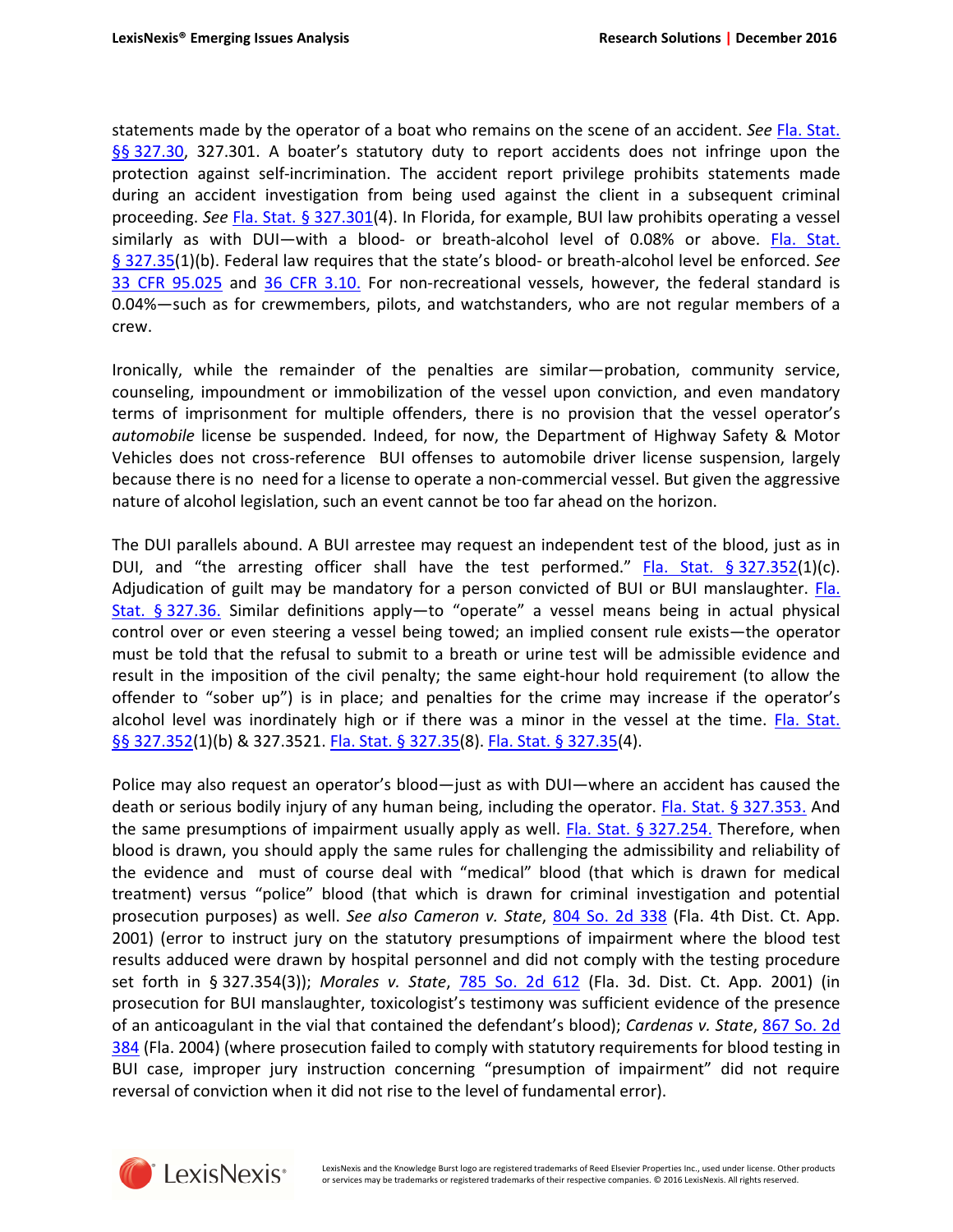statements made by the operator of a boat who remains on the scene of an accident. *See* Fla. Stat. §§ 327.30, 327.301. A boater's statutory duty to report accidents does not infringe upon the protection against self-incrimination. The accident report privilege prohibits statements made during an accident investigation from being used against the client in a subsequent criminal proceeding. *See* Fla. Stat. § 327.301(4). In Florida, for example, BUI law prohibits operating a vessel similarly as with DUI—with a blood- or breath-alcohol level of 0.08% or above. Fla. Stat. § 327.35(1)(b). Federal law requires that the state's blood- or breath-alcohol level be enforced. *See* 33 CFR 95.025 and 36 CFR 3.10. For non-recreational vessels, however, the federal standard is 0.04%—such as for crewmembers, pilots, and watchstanders, who are not regular members of a crew.

Ironically, while the remainder of the penalties are similar—probation, community service, counseling, impoundment or immobilization of the vessel upon conviction, and even mandatory terms of imprisonment for multiple offenders, there is no provision that the vessel operator's *automobile* license be suspended. Indeed, for now, the Department of Highway Safety & Motor Vehicles does not cross-reference BUI offenses to automobile driver license suspension, largely because there is no need for a license to operate a non-commercial vessel. But given the aggressive nature of alcohol legislation, such an event cannot be too far ahead on the horizon.

The DUI parallels abound. A BUI arrestee may request an independent test of the blood, just as in DUI, and "the arresting officer shall have the test performed." Fla. Stat. § 327.352(1)(c). Adjudication of guilt may be mandatory for a person convicted of BUI or BUI manslaughter. Fla. Stat. § 327.36. Similar definitions apply—to "operate" a vessel means being in actual physical control over or even steering a vessel being towed; an implied consent rule exists—the operator must be told that the refusal to submit to a breath or urine test will be admissible evidence and result in the imposition of the civil penalty; the same eight-hour hold requirement (to allow the offender to "sober up") is in place; and penalties for the crime may increase if the operator's alcohol level was inordinately high or if there was a minor in the vessel at the time. Fla. Stat. §§ 327.352(1)(b) & 327.3521. Fla. Stat. § 327.35(8). Fla. Stat. § 327.35(4).

Police may also request an operator's blood—just as with DUI—where an accident has caused the death or serious bodily injury of any human being, including the operator. Fla. Stat. § 327.353. And the same presumptions of impairment usually apply as well. Fla. Stat. § 327.254. Therefore, when blood is drawn, you should apply the same rules for challenging the admissibility and reliability of the evidence and must of course deal with "medical" blood (that which is drawn for medical treatment) versus "police" blood (that which is drawn for criminal investigation and potential prosecution purposes) as well. *See also Cameron v. State*, 804 So. 2d 338 (Fla. 4th Dist. Ct. App. 2001) (error to instruct jury on the statutory presumptions of impairment where the blood test results adduced were drawn by hospital personnel and did not comply with the testing procedure set forth in § 327.354(3)); *Morales v. State*, 785 So. 2d 612 (Fla. 3d. Dist. Ct. App. 2001) (in prosecution for BUI manslaughter, toxicologist's testimony was sufficient evidence of the presence of an anticoagulant in the vial that contained the defendant's blood); *Cardenas v. State*, 867 So. 2d 384 (Fla. 2004) (where prosecution failed to comply with statutory requirements for blood testing in BUI case, improper jury instruction concerning "presumption of impairment" did not require reversal of conviction when it did not rise to the level of fundamental error).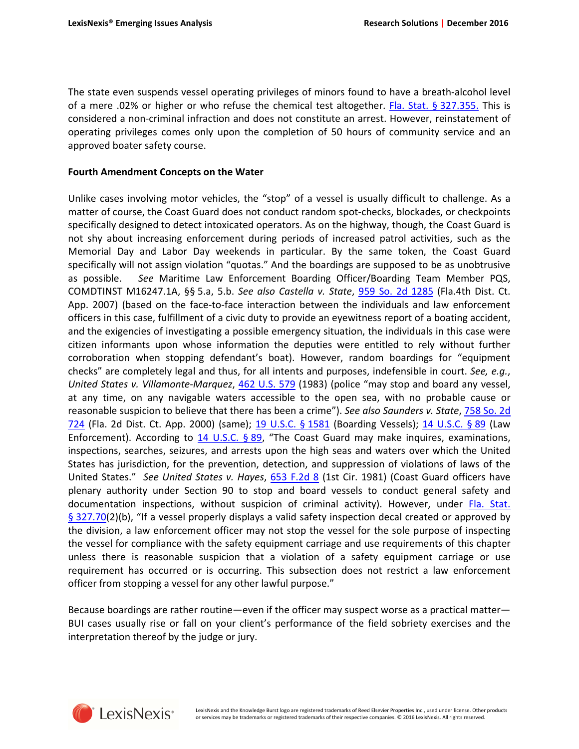The state even suspends vessel operating privileges of minors found to have a breath-alcohol level of a mere .02% or higher or who refuse the chemical test altogether. Fla. Stat. § 327.355. This is considered a non-criminal infraction and does not constitute an arrest. However, reinstatement of operating privileges comes only upon the completion of 50 hours of community service and an approved boater safety course.

**Fourth Amendment Concepts on the Water**

Unlike cases involving motor vehicles, the "stop" of a vessel is usually difficult to challenge. As a matter of course, the Coast Guard does not conduct random spot-checks, blockades, or checkpoints specifically designed to detect intoxicated operators. As on the highway, though, the Coast Guard is not shy about increasing enforcement during periods of increased patrol activities, such as the Memorial Day and Labor Day weekends in particular. By the same token, the Coast Guard specifically will not assign violation "quotas." And the boardings are supposed to be as unobtrusive as possible. *See* Maritime Law Enforcement Boarding Officer/Boarding Team Member PQS, COMDTINST M16247.1A, §§ 5.a, 5.b. *See also Castella v. State*, 959 So. 2d 1285 (Fla.4th Dist. Ct. App. 2007) (based on the face-to-face interaction between the individuals and law enforcement officers in this case, fulfillment of a civic duty to provide an eyewitness report of a boating accident, and the exigencies of investigating a possible emergency situation, the individuals in this case were citizen informants upon whose information the deputies were entitled to rely without further corroboration when stopping defendant's boat). However, random boardings for "equipment checks" are completely legal and thus, for all intents and purposes, indefensible in court. *See, e.g.*, *United States v. Villamonte-Marquez*, 462 U.S. 579 (1983) (police "may stop and board any vessel, at any time, on any navigable waters accessible to the open sea, with no probable cause or reasonable suspicion to believe that there has been a crime"). *See also Saunders v. State*, 758 So. 2d 724 (Fla. 2d Dist. Ct. App. 2000) (same); 19 U.S.C. § 1581 (Boarding Vessels); 14 U.S.C. § 89 (Law Enforcement). According to 14 U.S.C. § 89, "The Coast Guard may make inquires, examinations, inspections, searches, seizures, and arrests upon the high seas and waters over which the United States has jurisdiction, for the prevention, detection, and suppression of violations of laws of the United States." *See United States v. Hayes*, 653 F.2d 8 (1st Cir. 1981) (Coast Guard officers have plenary authority under Section 90 to stop and board vessels to conduct general safety and documentation inspections, without suspicion of criminal activity). However, under Fla. Stat. § 327.70(2)(b), "If a vessel properly displays a valid safety inspection decal created or approved by the division, a law enforcement officer may not stop the vessel for the sole purpose of inspecting the vessel for compliance with the safety equipment carriage and use requirements of this chapter unless there is reasonable suspicion that a violation of a safety equipment carriage or use requirement has occurred or is occurring. This subsection does not restrict a law enforcement officer from stopping a vessel for any other lawful purpose."

Because boardings are rather routine—even if the officer may suspect worse as a practical matter—BUI cases usually rise or fall on your client's performance of the field sobriety exercises and the interpretation thereof by the judge or jury.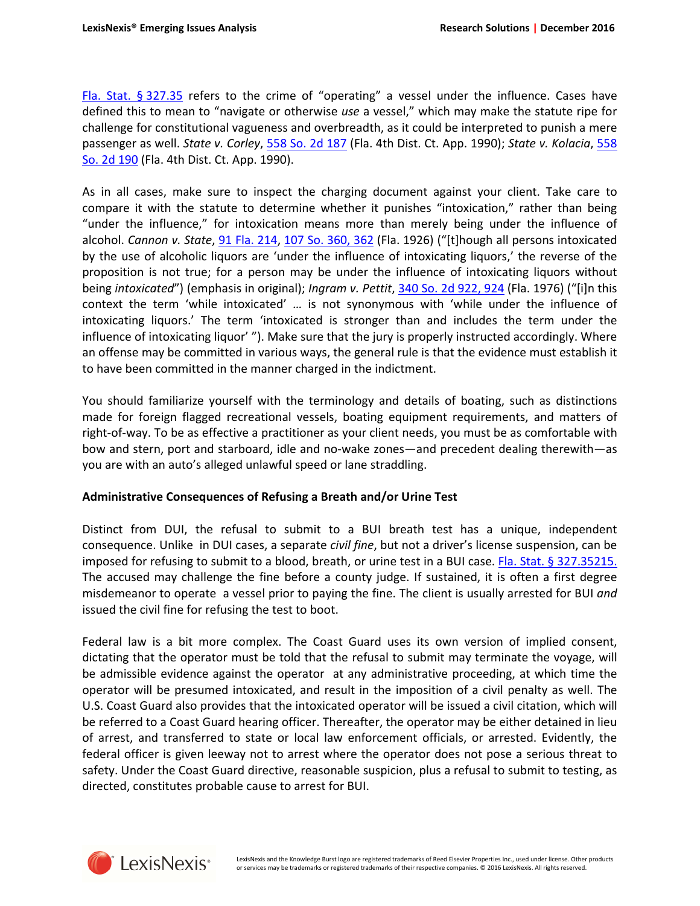[Fla. Stat. § 327.35](#) refers to the crime of "operating" a vessel under the influence. Cases have defined this to mean to "navigate or otherwise *use* a vessel," which may make the statute ripe for challenge for constitutional vagueness and overbreadth, as it could be interpreted to punish a mere passenger as well. *State v. Corley*, [558 So. 2d 187](#) (Fla. 4th Dist. Ct. App. 1990); *State v. Kolacia*, [558 So. 2d 190](#) (Fla. 4th Dist. Ct. App. 1990).

As in all cases, make sure to inspect the charging document against your client. Take care to compare it with the statute to determine whether it punishes "intoxication," rather than being "under the influence," for intoxication means more than merely being under the influence of alcohol. *Cannon v. State*, [91 Fla. 214](#), [107 So. 360, 362](#) (Fla. 1926) ("[t]hough all persons intoxicated by the use of alcoholic liquors are 'under the influence of intoxicating liquors,' the reverse of the proposition is not true; for a person may be under the influence of intoxicating liquors without being *intoxicated*") (emphasis in original); *Ingram v. Pettit*, [340 So. 2d 922, 924](#) (Fla. 1976) ("[i]n this context the term 'while intoxicated' … is not synonymous with 'while under the influence of intoxicating liquors.' The term 'intoxicated is stronger than and includes the term under the influence of intoxicating liquor' "). Make sure that the jury is properly instructed accordingly. Where an offense may be committed in various ways, the general rule is that the evidence must establish it to have been committed in the manner charged in the indictment.

You should familiarize yourself with the terminology and details of boating, such as distinctions made for foreign flagged recreational vessels, boating equipment requirements, and matters of right-of-way. To be as effective a practitioner as your client needs, you must be as comfortable with bow and stern, port and starboard, idle and no-wake zones—and precedent dealing therewith—as you are with an auto's alleged unlawful speed or lane straddling.

**Administrative Consequences of Refusing a Breath and/or Urine Test**

Distinct from DUI, the refusal to submit to a BUI breath test has a unique, independent consequence. Unlike in DUI cases, a separate *civil fine*, but not a driver's license suspension, can be imposed for refusing to submit to a blood, breath, or urine test in a BUI case. [Fla. Stat. § 327.35215.](#) The accused may challenge the fine before a county judge. If sustained, it is often a first degree misdemeanor to operate a vessel prior to paying the fine. The client is usually arrested for BUI *and* issued the civil fine for refusing the test to boot.

Federal law is a bit more complex. The Coast Guard uses its own version of implied consent, dictating that the operator must be told that the refusal to submit may terminate the voyage, will be admissible evidence against the operator at any administrative proceeding, at which time the operator will be presumed intoxicated, and result in the imposition of a civil penalty as well. The U.S. Coast Guard also provides that the intoxicated operator will be issued a civil citation, which will be referred to a Coast Guard hearing officer. Thereafter, the operator may be either detained in lieu of arrest, and transferred to state or local law enforcement officials, or arrested. Evidently, the federal officer is given leeway not to arrest where the operator does not pose a serious threat to safety. Under the Coast Guard directive, reasonable suspicion, plus a refusal to submit to testing, as directed, constitutes probable cause to arrest for BUI.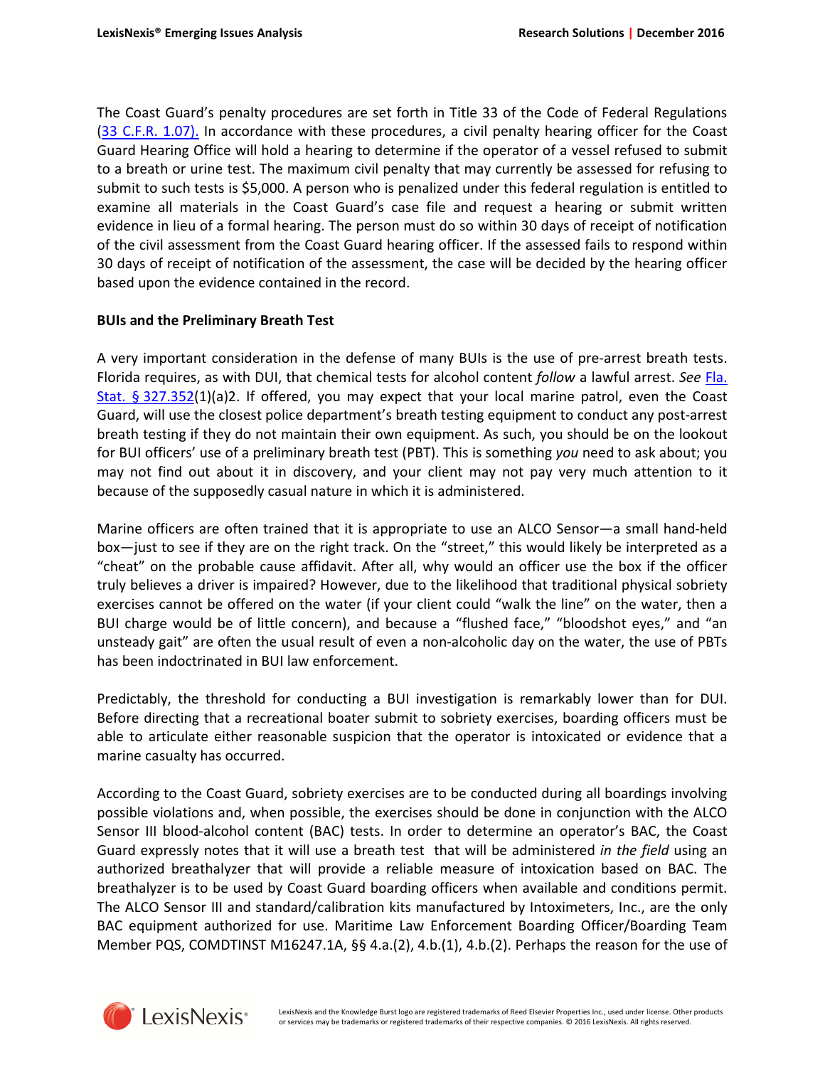The Coast Guard's penalty procedures are set forth in Title 33 of the Code of Federal Regulations (33 C.F.R. 1.07). In accordance with these procedures, a civil penalty hearing officer for the Coast Guard Hearing Office will hold a hearing to determine if the operator of a vessel refused to submit to a breath or urine test. The maximum civil penalty that may currently be assessed for refusing to submit to such tests is $5,000. A person who is penalized under this federal regulation is entitled to examine all materials in the Coast Guard's case file and request a hearing or submit written evidence in lieu of a formal hearing. The person must do so within 30 days of receipt of notification of the civil assessment from the Coast Guard hearing officer. If the assessed fails to respond within 30 days of receipt of notification of the assessment, the case will be decided by the hearing officer based upon the evidence contained in the record.

**BUIs and the Preliminary Breath Test**

A very important consideration in the defense of many BUIs is the use of pre-arrest breath tests. Florida requires, as with DUI, that chemical tests for alcohol content *follow* a lawful arrest. *See* Fla. Stat. § 327.352(1)(a)2. If offered, you may expect that your local marine patrol, even the Coast Guard, will use the closest police department's breath testing equipment to conduct any post-arrest breath testing if they do not maintain their own equipment. As such, you should be on the lookout for BUI officers' use of a preliminary breath test (PBT). This is something *you* need to ask about; you may not find out about it in discovery, and your client may not pay very much attention to it because of the supposedly casual nature in which it is administered.

Marine officers are often trained that it is appropriate to use an ALCO Sensor—a small hand-held box—just to see if they are on the right track. On the "street," this would likely be interpreted as a "cheat" on the probable cause affidavit. After all, why would an officer use the box if the officer truly believes a driver is impaired? However, due to the likelihood that traditional physical sobriety exercises cannot be offered on the water (if your client could "walk the line" on the water, then a BUI charge would be of little concern), and because a "flushed face," "bloodshot eyes," and "an unsteady gait" are often the usual result of even a non-alcoholic day on the water, the use of PBTs has been indoctrinated in BUI law enforcement.

Predictably, the threshold for conducting a BUI investigation is remarkably lower than for DUI. Before directing that a recreational boater submit to sobriety exercises, boarding officers must be able to articulate either reasonable suspicion that the operator is intoxicated or evidence that a marine casualty has occurred.

According to the Coast Guard, sobriety exercises are to be conducted during all boardings involving possible violations and, when possible, the exercises should be done in conjunction with the ALCO Sensor III blood-alcohol content (BAC) tests. In order to determine an operator's BAC, the Coast Guard expressly notes that it will use a breath test that will be administered *in the field* using an authorized breathalyzer that will provide a reliable measure of intoxication based on BAC. The breathalyzer is to be used by Coast Guard boarding officers when available and conditions permit. The ALCO Sensor III and standard/calibration kits manufactured by Intoximeters, Inc., are the only BAC equipment authorized for use. Maritime Law Enforcement Boarding Officer/Boarding Team Member PQS, COMDTINST M16247.1A, §§ 4.a.(2), 4.b.(1), 4.b.(2). Perhaps the reason for the use of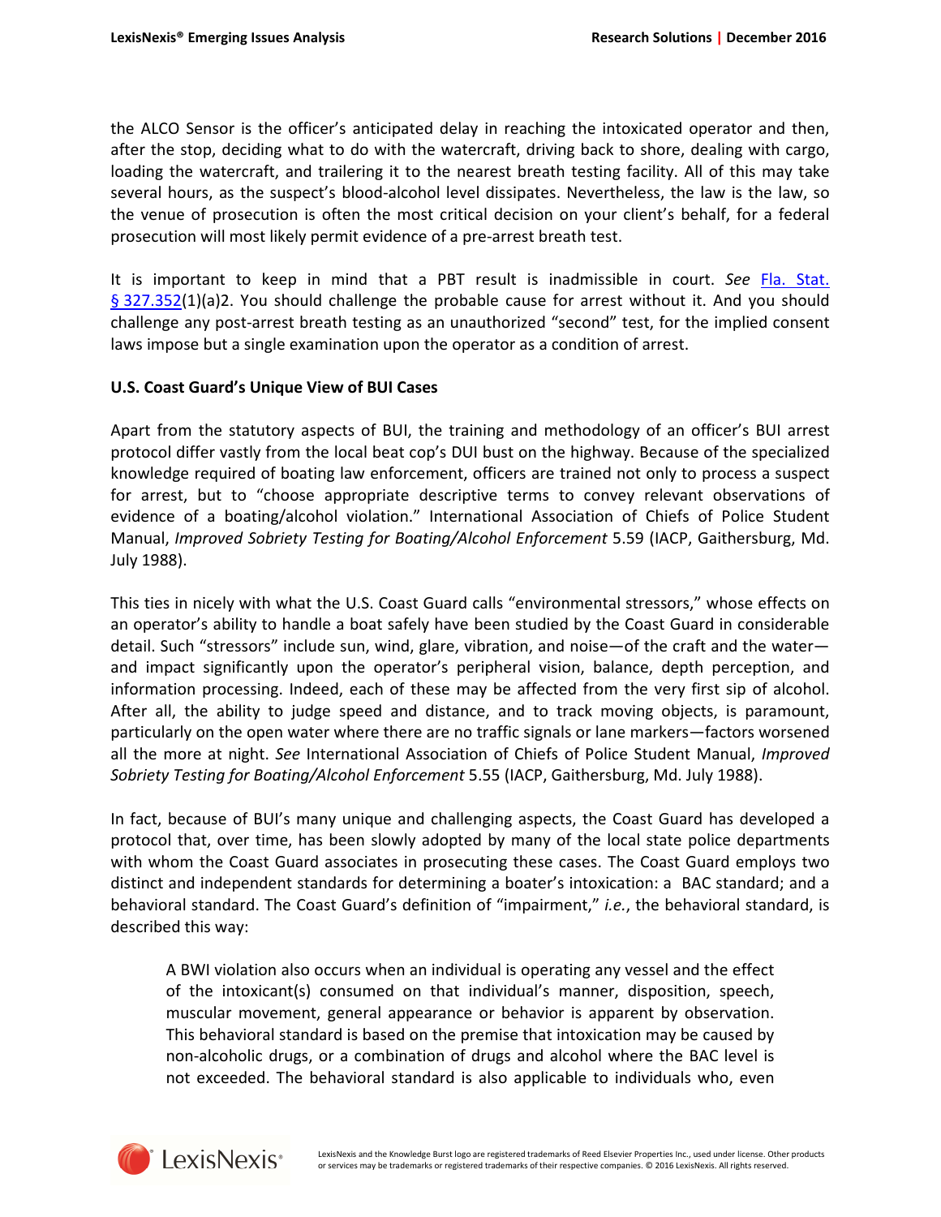the ALCO Sensor is the officer's anticipated delay in reaching the intoxicated operator and then, after the stop, deciding what to do with the watercraft, driving back to shore, dealing with cargo, loading the watercraft, and trailering it to the nearest breath testing facility. All of this may take several hours, as the suspect's blood-alcohol level dissipates. Nevertheless, the law is the law, so the venue of prosecution is often the most critical decision on your client's behalf, for a federal prosecution will most likely permit evidence of a pre-arrest breath test.

It is important to keep in mind that a PBT result is inadmissible in court. *See* Fla. Stat. § 327.352(1)(a)2. You should challenge the probable cause for arrest without it. And you should challenge any post-arrest breath testing as an unauthorized "second" test, for the implied consent laws impose but a single examination upon the operator as a condition of arrest.

**U.S. Coast Guard's Unique View of BUI Cases**

Apart from the statutory aspects of BUI, the training and methodology of an officer's BUI arrest protocol differ vastly from the local beat cop's DUI bust on the highway. Because of the specialized knowledge required of boating law enforcement, officers are trained not only to process a suspect for arrest, but to "choose appropriate descriptive terms to convey relevant observations of evidence of a boating/alcohol violation." International Association of Chiefs of Police Student Manual, *Improved Sobriety Testing for Boating/Alcohol Enforcement* 5.59 (IACP, Gaithersburg, Md. July 1988).

This ties in nicely with what the U.S. Coast Guard calls "environmental stressors," whose effects on an operator's ability to handle a boat safely have been studied by the Coast Guard in considerable detail. Such "stressors" include sun, wind, glare, vibration, and noise—of the craft and the water—and impact significantly upon the operator's peripheral vision, balance, depth perception, and information processing. Indeed, each of these may be affected from the very first sip of alcohol. After all, the ability to judge speed and distance, and to track moving objects, is paramount, particularly on the open water where there are no traffic signals or lane markers—factors worsened all the more at night. *See* International Association of Chiefs of Police Student Manual, *Improved Sobriety Testing for Boating/Alcohol Enforcement* 5.55 (IACP, Gaithersburg, Md. July 1988).

In fact, because of BUI's many unique and challenging aspects, the Coast Guard has developed a protocol that, over time, has been slowly adopted by many of the local state police departments with whom the Coast Guard associates in prosecuting these cases. The Coast Guard employs two distinct and independent standards for determining a boater's intoxication: a BAC standard; and a behavioral standard. The Coast Guard's definition of "impairment," *i.e.*, the behavioral standard, is described this way:

> A BWI violation also occurs when an individual is operating any vessel and the effect of the intoxicant(s) consumed on that individual's manner, disposition, speech, muscular movement, general appearance or behavior is apparent by observation. This behavioral standard is based on the premise that intoxication may be caused by non-alcoholic drugs, or a combination of drugs and alcohol where the BAC level is not exceeded. The behavioral standard is also applicable to individuals who, even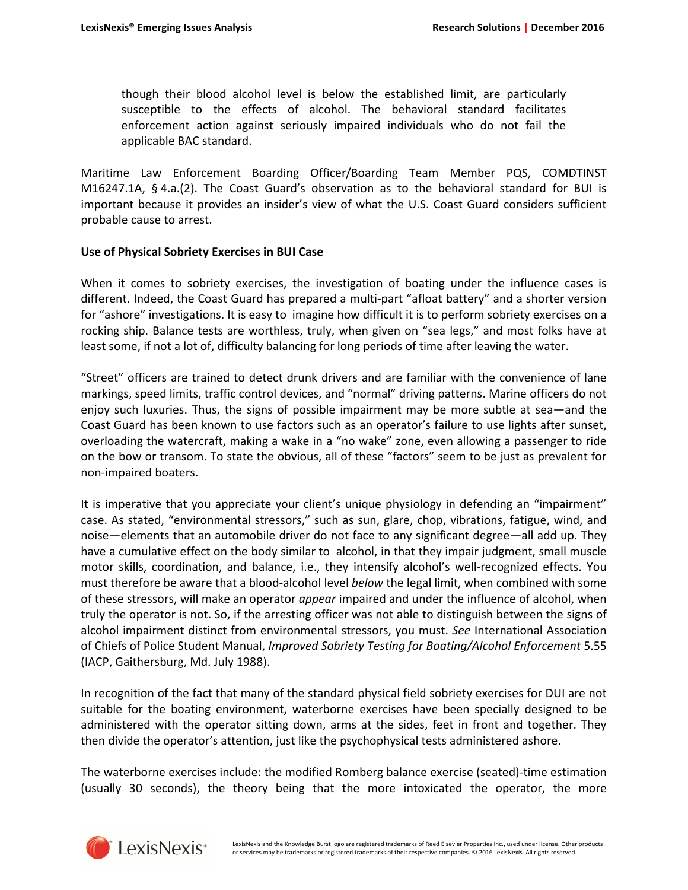> though their blood alcohol level is below the established limit, are particularly susceptible to the effects of alcohol. The behavioral standard facilitates enforcement action against seriously impaired individuals who do not fail the applicable BAC standard.

Maritime Law Enforcement Boarding Officer/Boarding Team Member PQS, COMDTINST M16247.1A, § 4.a.(2). The Coast Guard's observation as to the behavioral standard for BUI is important because it provides an insider's view of what the U.S. Coast Guard considers sufficient probable cause to arrest.

**Use of Physical Sobriety Exercises in BUI Case**

When it comes to sobriety exercises, the investigation of boating under the influence cases is different. Indeed, the Coast Guard has prepared a multi-part "afloat battery" and a shorter version for "ashore" investigations. It is easy to imagine how difficult it is to perform sobriety exercises on a rocking ship. Balance tests are worthless, truly, when given on "sea legs," and most folks have at least some, if not a lot of, difficulty balancing for long periods of time after leaving the water.

"Street" officers are trained to detect drunk drivers and are familiar with the convenience of lane markings, speed limits, traffic control devices, and "normal" driving patterns. Marine officers do not enjoy such luxuries. Thus, the signs of possible impairment may be more subtle at sea—and the Coast Guard has been known to use factors such as an operator's failure to use lights after sunset, overloading the watercraft, making a wake in a "no wake" zone, even allowing a passenger to ride on the bow or transom. To state the obvious, all of these "factors" seem to be just as prevalent for non-impaired boaters.

It is imperative that you appreciate your client's unique physiology in defending an "impairment" case. As stated, "environmental stressors," such as sun, glare, chop, vibrations, fatigue, wind, and noise—elements that an automobile driver do not face to any significant degree—all add up. They have a cumulative effect on the body similar to alcohol, in that they impair judgment, small muscle motor skills, coordination, and balance, i.e., they intensify alcohol's well-recognized effects. You must therefore be aware that a blood-alcohol level *below* the legal limit, when combined with some of these stressors, will make an operator *appear* impaired and under the influence of alcohol, when truly the operator is not. So, if the arresting officer was not able to distinguish between the signs of alcohol impairment distinct from environmental stressors, you must. *See* International Association of Chiefs of Police Student Manual, *Improved Sobriety Testing for Boating/Alcohol Enforcement* 5.55 (IACP, Gaithersburg, Md. July 1988).

In recognition of the fact that many of the standard physical field sobriety exercises for DUI are not suitable for the boating environment, waterborne exercises have been specially designed to be administered with the operator sitting down, arms at the sides, feet in front and together. They then divide the operator's attention, just like the psychophysical tests administered ashore.

The waterborne exercises include: the modified Romberg balance exercise (seated)-time estimation (usually 30 seconds), the theory being that the more intoxicated the operator, the more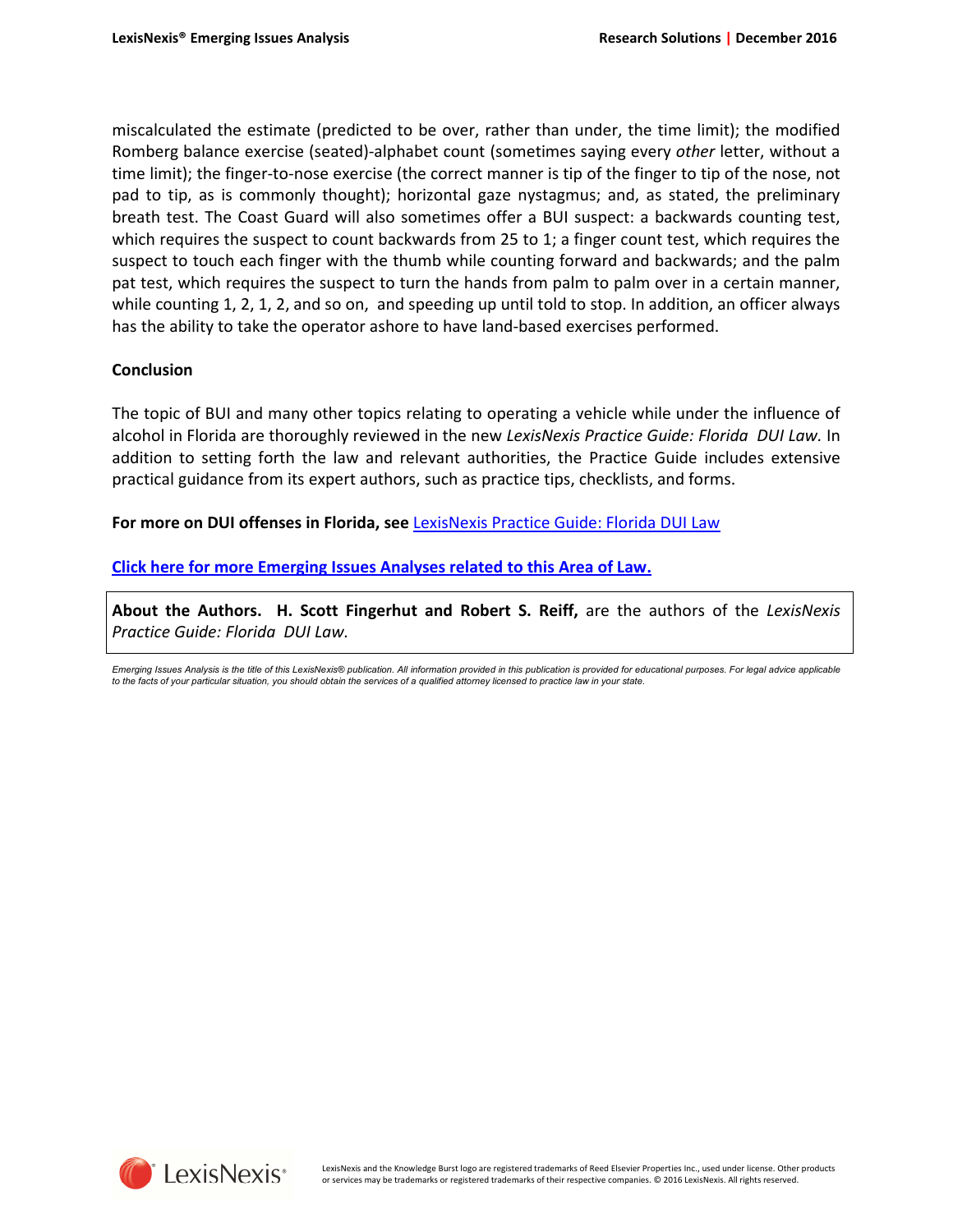miscalculated the estimate (predicted to be over, rather than under, the time limit); the modified Romberg balance exercise (seated)-alphabet count (sometimes saying every *other* letter, without a time limit); the finger-to-nose exercise (the correct manner is tip of the finger to tip of the nose, not pad to tip, as is commonly thought); horizontal gaze nystagmus; and, as stated, the preliminary breath test. The Coast Guard will also sometimes offer a BUI suspect: a backwards counting test, which requires the suspect to count backwards from 25 to 1; a finger count test, which requires the suspect to touch each finger with the thumb while counting forward and backwards; and the palm pat test, which requires the suspect to turn the hands from palm to palm over in a certain manner, while counting 1, 2, 1, 2, and so on, and speeding up until told to stop. In addition, an officer always has the ability to take the operator ashore to have land-based exercises performed.

**Conclusion**

The topic of BUI and many other topics relating to operating a vehicle while under the influence of alcohol in Florida are thoroughly reviewed in the new *LexisNexis Practice Guide: Florida DUI Law.* In addition to setting forth the law and relevant authorities, the Practice Guide includes extensive practical guidance from its expert authors, such as practice tips, checklists, and forms.

**For more on DUI offenses in Florida, see** LexisNexis Practice Guide: Florida DUI Law

**Click here for more Emerging Issues Analyses related to this Area of Law.**

**About the Authors. H. Scott Fingerhut and Robert S. Reiff,** are the authors of the *LexisNexis Practice Guide: Florida DUI Law.*

*Emerging Issues Analysis is the title of this LexisNexis® publication. All information provided in this publication is provided for educational purposes. For legal advice applicable to the facts of your particular situation, you should obtain the services of a qualified attorney licensed to practice law in your state.*

LexisNexis and the Knowledge Burst logo are registered trademarks of Reed Elsevier Properties Inc., used under license. Other products or services may be trademarks or registered trademarks of their respective companies. © 2016 LexisNexis. All rights reserved.